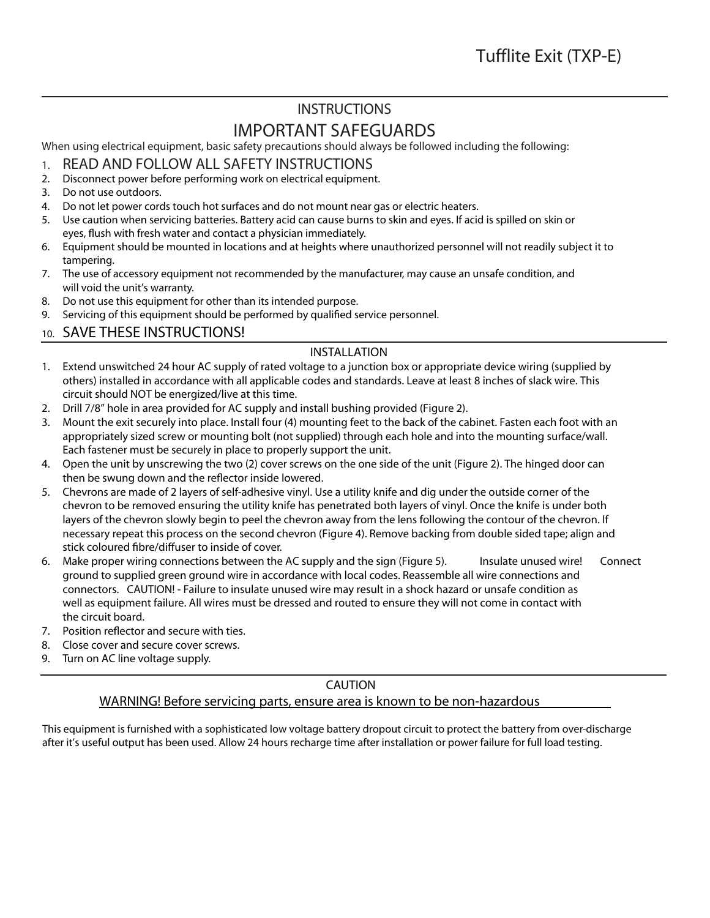# Tufflite Exit (TXP-E)

## INSTRUCTIONS

## IMPORTANT SAFEGUARDS

When using electrical equipment, basic safety precautions should always be followed including the following:

1. READ AND FOLLOW ALL SAFETY INSTRUCTIONS
2. Disconnect power before performing work on electrical equipment.
3. Do not use outdoors.
4. Do not let power cords touch hot surfaces and do not mount near gas or electric heaters.
5. Use caution when servicing batteries. Battery acid can cause burns to skin and eyes. If acid is spilled on skin or eyes, flush with fresh water and contact a physician immediately.
6. Equipment should be mounted in locations and at heights where unauthorized personnel will not readily subject it to tampering.
7. The use of accessory equipment not recommended by the manufacturer, may cause an unsafe condition, and will void the unit's warranty.
8. Do not use this equipment for other than its intended purpose.
9. Servicing of this equipment should be performed by qualified service personnel.
10. SAVE THESE INSTRUCTIONS!

## INSTALLATION

1. Extend unswitched 24 hour AC supply of rated voltage to a junction box or appropriate device wiring (supplied by others) installed in accordance with all applicable codes and standards. Leave at least 8 inches of slack wire. This circuit should NOT be energized/live at this time.
2. Drill 7/8" hole in area provided for AC supply and install bushing provided (Figure 2).
3. Mount the exit securely into place. Install four (4) mounting feet to the back of the cabinet. Fasten each foot with an appropriately sized screw or mounting bolt (not supplied) through each hole and into the mounting surface/wall. Each fastener must be securely in place to properly support the unit.
4. Open the unit by unscrewing the two (2) cover screws on the one side of the unit (Figure 2). The hinged door can then be swung down and the reflector inside lowered.
5. Chevrons are made of 2 layers of self-adhesive vinyl. Use a utility knife and dig under the outside corner of the chevron to be removed ensuring the utility knife has penetrated both layers of vinyl. Once the knife is under both layers of the chevron slowly begin to peel the chevron away from the lens following the contour of the chevron. If necessary repeat this process on the second chevron (Figure 4). Remove backing from double sided tape; align and stick coloured fibre/diffuser to inside of cover.
6. Make proper wiring connections between the AC supply and the sign (Figure 5). Insulate unused wire! Connect ground to supplied green ground wire in accordance with local codes. Reassemble all wire connections and connectors. CAUTION! - Failure to insulate unused wire may result in a shock hazard or unsafe condition as well as equipment failure. All wires must be dressed and routed to ensure they will not come in contact with the circuit board.
7. Position reflector and secure with ties.
8. Close cover and secure cover screws.
9. Turn on AC line voltage supply.

## CAUTION

WARNING! Before servicing parts, ensure area is known to be non-hazardous

This equipment is furnished with a sophisticated low voltage battery dropout circuit to protect the battery from over-discharge after it's useful output has been used. Allow 24 hours recharge time after installation or power failure for full load testing.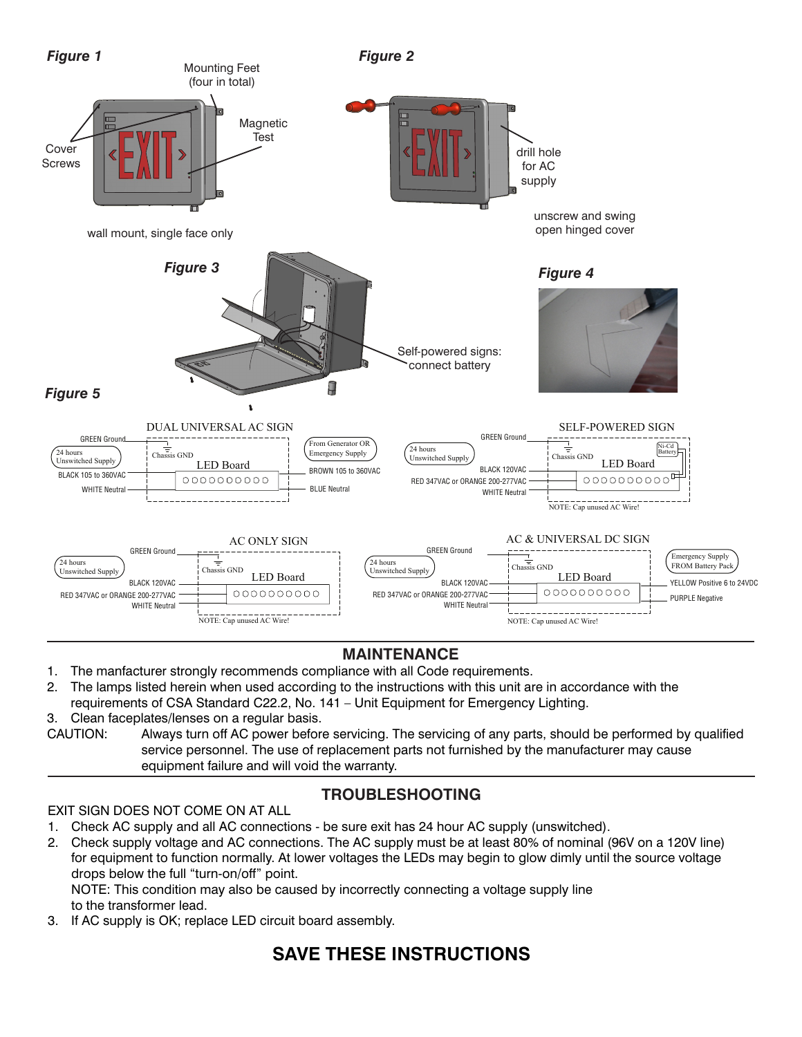*Figure 1*

Mounting Feet (four in total)

Cover Screws

Magnetic Test

wall mount, single face only

*Figure 2*

drill hole for AC supply

unscrew and swing open hinged cover

*Figure 3*

Self-powered signs: connect battery

*Figure 4*

*Figure 5*

DUAL UNIVERSAL AC SIGN

GREEN Ground
24 hours Unswitched Supply
BLACK 105 to 360VAC
WHITE Neutral
Chassis GND
LED Board
From Generator OR Emergency Supply
BROWN 105 to 360VAC
BLUE Neutral

SELF-POWERED SIGN

GREEN Ground
24 hours Unswitched Supply
BLACK 120VAC
RED 347VAC or ORANGE 200-277VAC
WHITE Neutral
Chassis GND
LED Board
Ni-Cd Battery
NOTE: Cap unused AC Wire!

AC ONLY SIGN

GREEN Ground
24 hours Unswitched Supply
BLACK 120VAC
RED 347VAC or ORANGE 200-277VAC
WHITE Neutral
Chassis GND
LED Board
NOTE: Cap unused AC Wire!

AC & UNIVERSAL DC SIGN

GREEN Ground
24 hours Unswitched Supply
BLACK 120VAC
RED 347VAC or ORANGE 200-277VAC
WHITE Neutral
Chassis GND
LED Board
Emergency Supply FROM Battery Pack
YELLOW Positive 6 to 24VDC
PURPLE Negative
NOTE: Cap unused AC Wire!

## MAINTENANCE

1. The manfacturer strongly recommends compliance with all Code requirements.
2. The lamps listed herein when used according to the instructions with this unit are in accordance with the requirements of CSA Standard C22.2, No. 141 – Unit Equipment for Emergency Lighting.
3. Clean faceplates/lenses on a regular basis.

CAUTION: Always turn off AC power before servicing. The servicing of any parts, should be performed by qualified service personnel. The use of replacement parts not furnished by the manufacturer may cause equipment failure and will void the warranty.

## TROUBLESHOOTING

EXIT SIGN DOES NOT COME ON AT ALL

1. Check AC supply and all AC connections - be sure exit has 24 hour AC supply (unswitched).
2. Check supply voltage and AC connections. The AC supply must be at least 80% of nominal (96V on a 120V line) for equipment to function normally. At lower voltages the LEDs may begin to glow dimly until the source voltage drops below the full "turn-on/off" point.
   NOTE: This condition may also be caused by incorrectly connecting a voltage supply line to the transformer lead.
3. If AC supply is OK; replace LED circuit board assembly.

## SAVE THESE INSTRUCTIONS